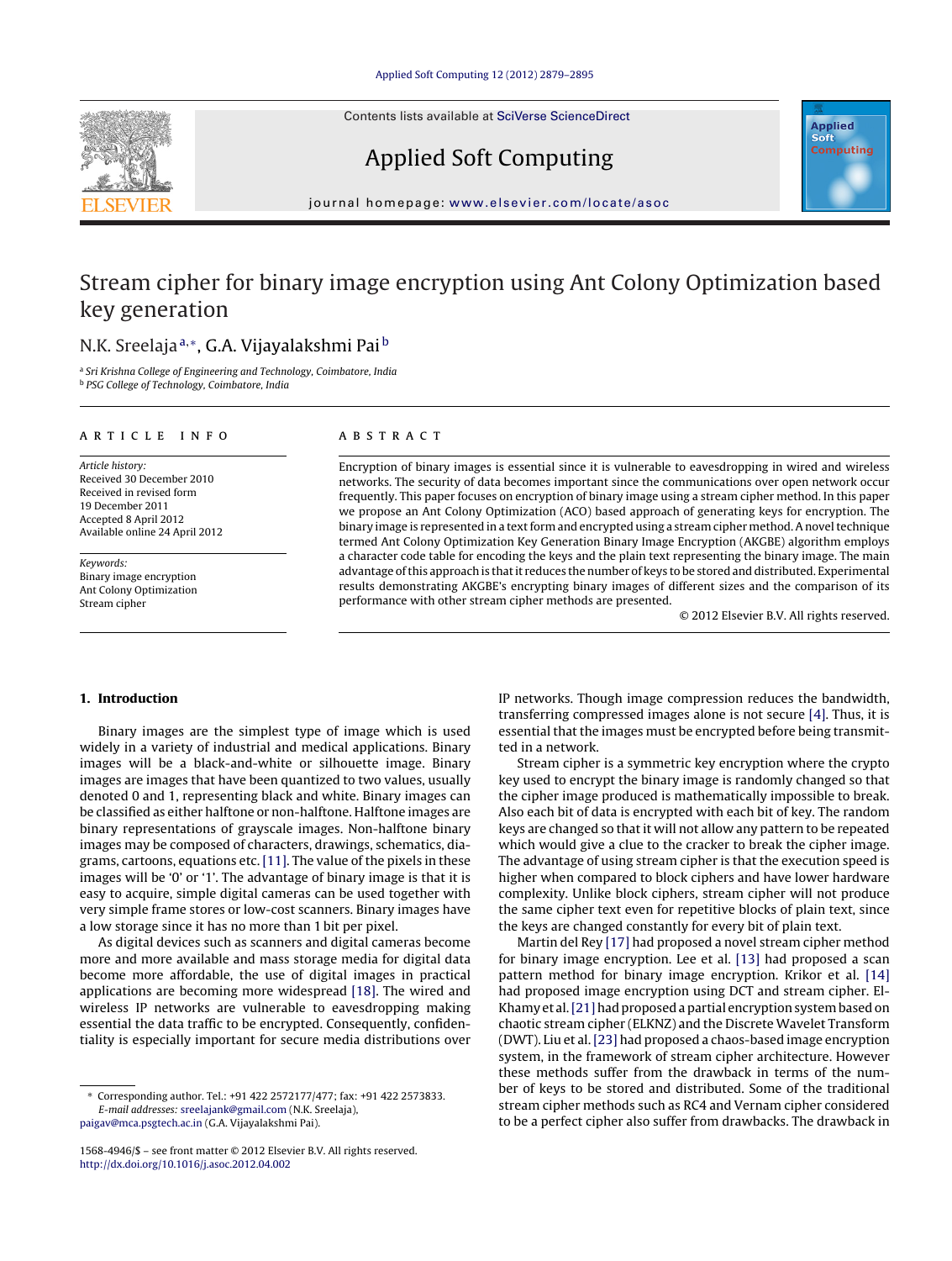# Stream cipher for binary image encryption using Ant Colony Optimization based key generation

N.K. Sreelaja[a,*], G.A. Vijayalakshmi Pai[b]

[a] Sri Krishna College of Engineering and Technology, Coimbatore, India
[b] PSG College of Technology, Coimbatore, India

**ARTICLE INFO**

*Article history:*
Received 30 December 2010
Received in revised form
19 December 2011
Accepted 8 April 2012
Available online 24 April 2012

*Keywords:*
Binary image encryption
Ant Colony Optimization
Stream cipher

**ABSTRACT**

Encryption of binary images is essential since it is vulnerable to eavesdropping in wired and wireless networks. The security of data becomes important since the communications over open network occur frequently. This paper focuses on encryption of binary image using a stream cipher method. In this paper we propose an Ant Colony Optimization (ACO) based approach of generating keys for encryption. The binary image is represented in a text form and encrypted using a stream cipher method. A novel technique termed Ant Colony Optimization Key Generation Binary Image Encryption (AKGBE) algorithm employs a character code table for encoding the keys and the plain text representing the binary image. The main advantage of this approach is that it reduces the number of keys to be stored and distributed. Experimental results demonstrating AKGBE's encrypting binary images of different sizes and the comparison of its performance with other stream cipher methods are presented.

© 2012 Elsevier B.V. All rights reserved.

## 1. Introduction

Binary images are the simplest type of image which is used widely in a variety of industrial and medical applications. Binary images will be a black-and-white or silhouette image. Binary images are images that have been quantized to two values, usually denoted 0 and 1, representing black and white. Binary images can be classified as either halftone or non-halftone. Halftone images are binary representations of grayscale images. Non-halftone binary images may be composed of characters, drawings, schematics, diagrams, cartoons, equations etc. [11]. The value of the pixels in these images will be '0' or '1'. The advantage of binary image is that it is easy to acquire, simple digital cameras can be used together with very simple frame stores or low-cost scanners. Binary images have a low storage since it has no more than 1 bit per pixel.

As digital devices such as scanners and digital cameras become more and more available and mass storage media for digital data become more affordable, the use of digital images in practical applications are becoming more widespread [18]. The wired and wireless IP networks are vulnerable to eavesdropping making essential the data traffic to be encrypted. Consequently, confidentiality is especially important for secure media distributions over IP networks. Though image compression reduces the bandwidth, transferring compressed images alone is not secure [4]. Thus, it is essential that the images must be encrypted before being transmitted in a network.

Stream cipher is a symmetric key encryption where the crypto key used to encrypt the binary image is randomly changed so that the cipher image produced is mathematically impossible to break. Also each bit of data is encrypted with each bit of key. The random keys are changed so that it will not allow any pattern to be repeated which would give a clue to the cracker to break the cipher image. The advantage of using stream cipher is that the execution speed is higher when compared to block ciphers and have lower hardware complexity. Unlike block ciphers, stream cipher will not produce the same cipher text even for repetitive blocks of plain text, since the keys are changed constantly for every bit of plain text.

Martin del Rey [17] had proposed a novel stream cipher method for binary image encryption. Lee et al. [13] had proposed a scan pattern method for binary image encryption. Krikor et al. [14] had proposed image encryption using DCT and stream cipher. El-Khamy et al. [21] had proposed a partial encryption system based on chaotic stream cipher (ELKNZ) and the Discrete Wavelet Transform (DWT). Liu et al. [23] had proposed a chaos-based image encryption system, in the framework of stream cipher architecture. However these methods suffer from the drawback in terms of the number of keys to be stored and distributed. Some of the traditional stream cipher methods such as RC4 and Vernam cipher considered to be a perfect cipher also suffer from drawbacks. The drawback in

* Corresponding author. Tel.: +91 422 2572177/477; fax: +91 422 2573833.
*E-mail addresses:* sreelajank@gmail.com (N.K. Sreelaja), paigav@mca.psgtech.ac.in (G.A. Vijayalakshmi Pai).

1568-4946/$ – see front matter © 2012 Elsevier B.V. All rights reserved.
http://dx.doi.org/10.1016/j.asoc.2012.04.002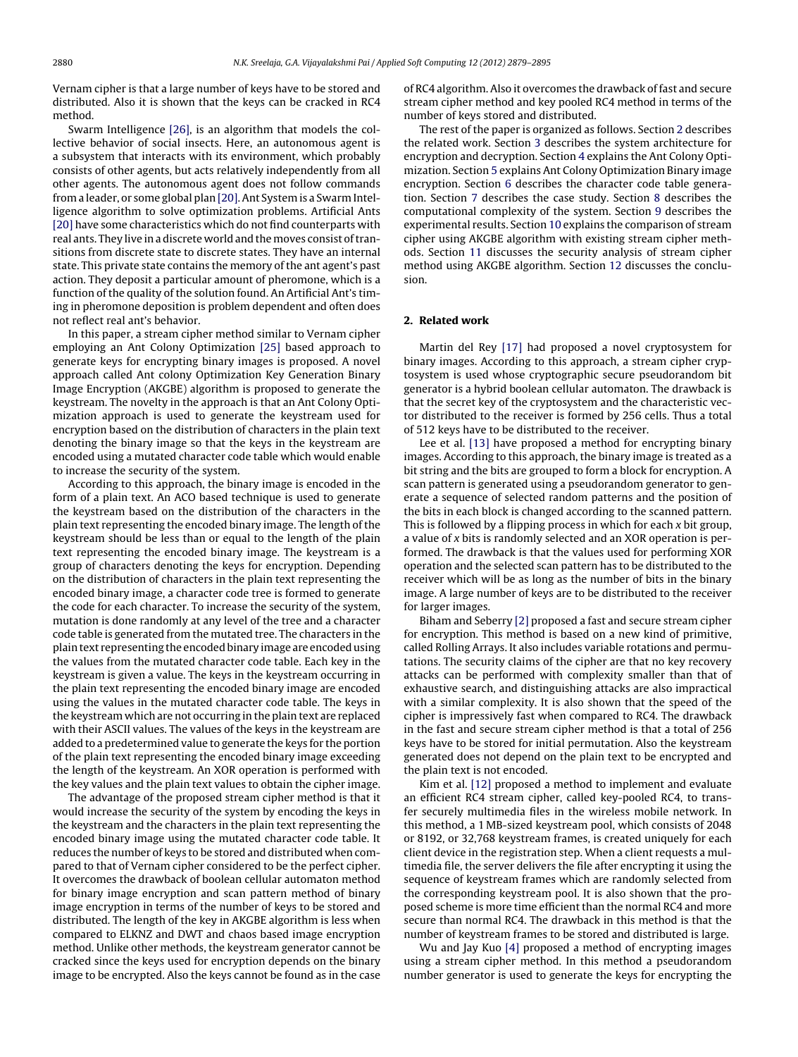Vernam cipher is that a large number of keys have to be stored and distributed. Also it is shown that the keys can be cracked in RC4 method.

Swarm Intelligence [26], is an algorithm that models the collective behavior of social insects. Here, an autonomous agent is a subsystem that interacts with its environment, which probably consists of other agents, but acts relatively independently from all other agents. The autonomous agent does not follow commands from a leader, or some global plan [20]. Ant System is a Swarm Intelligence algorithm to solve optimization problems. Artificial Ants [20] have some characteristics which do not find counterparts with real ants. They live in a discrete world and the moves consist of transitions from discrete state to discrete states. They have an internal state. This private state contains the memory of the ant agent's past action. They deposit a particular amount of pheromone, which is a function of the quality of the solution found. An Artificial Ant's timing in pheromone deposition is problem dependent and often does not reflect real ant's behavior.

In this paper, a stream cipher method similar to Vernam cipher employing an Ant Colony Optimization [25] based approach to generate keys for encrypting binary images is proposed. A novel approach called Ant colony Optimization Key Generation Binary Image Encryption (AKGBE) algorithm is proposed to generate the keystream. The novelty in the approach is that an Ant Colony Optimization approach is used to generate the keystream used for encryption based on the distribution of characters in the plain text denoting the binary image so that the keys in the keystream are encoded using a mutated character code table which would enable to increase the security of the system.

According to this approach, the binary image is encoded in the form of a plain text. An ACO based technique is used to generate the keystream based on the distribution of the characters in the plain text representing the encoded binary image. The length of the keystream should be less than or equal to the length of the plain text representing the encoded binary image. The keystream is a group of characters denoting the keys for encryption. Depending on the distribution of characters in the plain text representing the encoded binary image, a character code tree is formed to generate the code for each character. To increase the security of the system, mutation is done randomly at any level of the tree and a character code table is generated from the mutated tree. The characters in the plain text representing the encoded binary image are encoded using the values from the mutated character code table. Each key in the keystream is given a value. The keys in the keystream occurring in the plain text representing the encoded binary image are encoded using the values in the mutated character code table. The keys in the keystream which are not occurring in the plain text are replaced with their ASCII values. The values of the keys in the keystream are added to a predetermined value to generate the keys for the portion of the plain text representing the encoded binary image exceeding the length of the keystream. An XOR operation is performed with the key values and the plain text values to obtain the cipher image.

The advantage of the proposed stream cipher method is that it would increase the security of the system by encoding the keys in the keystream and the characters in the plain text representing the encoded binary image using the mutated character code table. It reduces the number of keys to be stored and distributed when compared to that of Vernam cipher considered to be the perfect cipher. It overcomes the drawback of boolean cellular automaton method for binary image encryption and scan pattern method of binary image encryption in terms of the number of keys to be stored and distributed. The length of the key in AKGBE algorithm is less when compared to ELKNZ and DWT and chaos based image encryption method. Unlike other methods, the keystream generator cannot be cracked since the keys used for encryption depends on the binary image to be encrypted. Also the keys cannot be found as in the case of RC4 algorithm. Also it overcomes the drawback of fast and secure stream cipher method and key pooled RC4 method in terms of the number of keys stored and distributed.

The rest of the paper is organized as follows. Section 2 describes the related work. Section 3 describes the system architecture for encryption and decryption. Section 4 explains the Ant Colony Optimization. Section 5 explains Ant Colony Optimization Binary image encryption. Section 6 describes the character code table generation. Section 7 describes the case study. Section 8 describes the computational complexity of the system. Section 9 describes the experimental results. Section 10 explains the comparison of stream cipher using AKGBE algorithm with existing stream cipher methods. Section 11 discusses the security analysis of stream cipher method using AKGBE algorithm. Section 12 discusses the conclusion.

## 2. Related work

Martin del Rey [17] had proposed a novel cryptosystem for binary images. According to this approach, a stream cipher cryptosystem is used whose cryptographic secure pseudorandom bit generator is a hybrid boolean cellular automaton. The drawback is that the secret key of the cryptosystem and the characteristic vector distributed to the receiver is formed by 256 cells. Thus a total of 512 keys have to be distributed to the receiver.

Lee et al. [13] have proposed a method for encrypting binary images. According to this approach, the binary image is treated as a bit string and the bits are grouped to form a block for encryption. A scan pattern is generated using a pseudorandom generator to generate a sequence of selected random patterns and the position of the bits in each block is changed according to the scanned pattern. This is followed by a flipping process in which for each $x$ bit group, a value of $x$ bits is randomly selected and an XOR operation is performed. The drawback is that the values used for performing XOR operation and the selected scan pattern has to be distributed to the receiver which will be as long as the number of bits in the binary image. A large number of keys are to be distributed to the receiver for larger images.

Biham and Seberry [2] proposed a fast and secure stream cipher for encryption. This method is based on a new kind of primitive, called Rolling Arrays. It also includes variable rotations and permutations. The security claims of the cipher are that no key recovery attacks can be performed with complexity smaller than that of exhaustive search, and distinguishing attacks are also impractical with a similar complexity. It is also shown that the speed of the cipher is impressively fast when compared to RC4. The drawback in the fast and secure stream cipher method is that a total of 256 keys have to be stored for initial permutation. Also the keystream generated does not depend on the plain text to be encrypted and the plain text is not encoded.

Kim et al. [12] proposed a method to implement and evaluate an efficient RC4 stream cipher, called key-pooled RC4, to transfer securely multimedia files in the wireless mobile network. In this method, a 1 MB-sized keystream pool, which consists of 2048 or 8192, or 32,768 keystream frames, is created uniquely for each client device in the registration step. When a client requests a multimedia file, the server delivers the file after encrypting it using the sequence of keystream frames which are randomly selected from the corresponding keystream pool. It is also shown that the proposed scheme is more time efficient than the normal RC4 and more secure than normal RC4. The drawback in this method is that the number of keystream frames to be stored and distributed is large.

Wu and Jay Kuo [4] proposed a method of encrypting images using a stream cipher method. In this method a pseudorandom number generator is used to generate the keys for encrypting the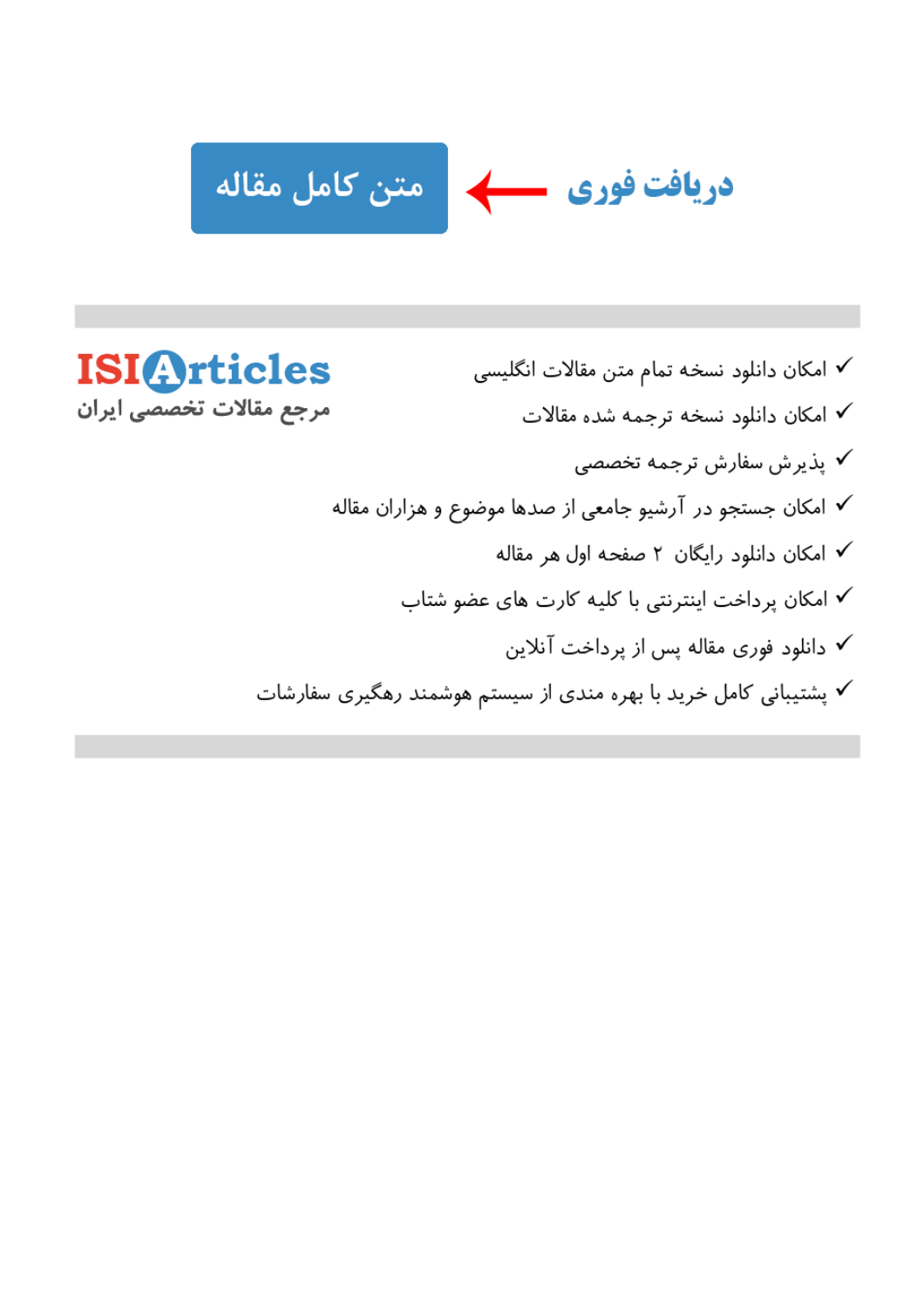دریافت فوری ← متن کامل مقاله

**ISIArticles**
مرجع مقالات تخصصی ایران

- ✓ امکان دانلود نسخه تمام متن مقالات انگلیسی
- ✓ امکان دانلود نسخه ترجمه شده مقالات
- ✓ پذیرش سفارش ترجمه تخصصی
- ✓ امکان جستجو در آرشیو جامعی از صدها موضوع و هزاران مقاله
- ✓ امکان دانلود رایگان ۲ صفحه اول هر مقاله
- ✓ امکان پرداخت اینترنتی با کلیه کارت های عضو شتاب
- ✓ دانلود فوری مقاله پس از پرداخت آنلاین
- ✓ پشتیبانی کامل خرید با بهره مندی از سیستم هوشمند رهگیری سفارشات